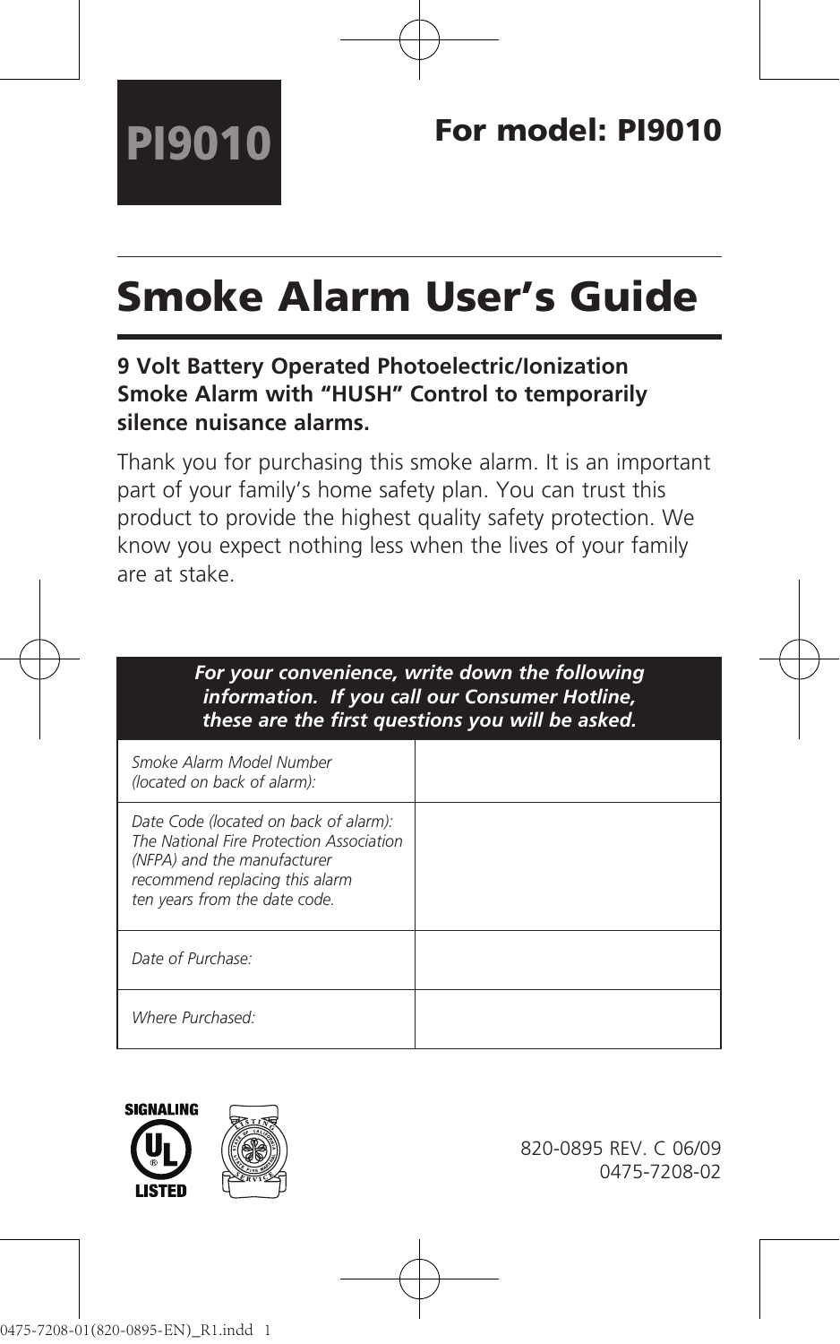**PI9010**

**For model: PI9010**

# Smoke Alarm User's Guide

**9 Volt Battery Operated Photoelectric/Ionization Smoke Alarm with "HUSH" Control to temporarily silence nuisance alarms.**

Thank you for purchasing this smoke alarm. It is an important part of your family's home safety plan. You can trust this product to provide the highest quality safety protection. We know you expect nothing less when the lives of your family are at stake.

| ***For your convenience, write down the following information. If you call our Consumer Hotline, these are the first questions you will be asked.*** | |
|---|---|
| *Smoke Alarm Model Number (located on back of alarm):* | |
| *Date Code (located on back of alarm): The National Fire Protection Association (NFPA) and the manufacturer recommend replacing this alarm ten years from the date code.* | |
| *Date of Purchase:* | |
| *Where Purchased:* | |

SIGNALING UL LISTED

820-0895 REV. C 06/09
0475-7208-02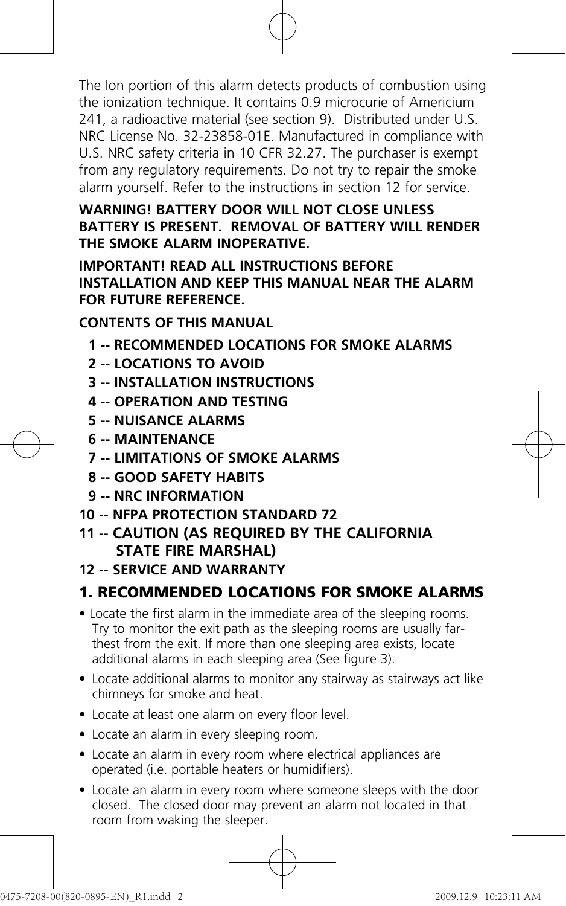The Ion portion of this alarm detects products of combustion using the ionization technique. It contains 0.9 microcurie of Americium 241, a radioactive material (see section 9). Distributed under U.S. NRC License No. 32-23858-01E. Manufactured in compliance with U.S. NRC safety criteria in 10 CFR 32.27. The purchaser is exempt from any regulatory requirements. Do not try to repair the smoke alarm yourself. Refer to the instructions in section 12 for service.

**WARNING! BATTERY DOOR WILL NOT CLOSE UNLESS BATTERY IS PRESENT. REMOVAL OF BATTERY WILL RENDER THE SMOKE ALARM INOPERATIVE.**

**IMPORTANT! READ ALL INSTRUCTIONS BEFORE INSTALLATION AND KEEP THIS MANUAL NEAR THE ALARM FOR FUTURE REFERENCE.**

**CONTENTS OF THIS MANUAL**

**1 -- RECOMMENDED LOCATIONS FOR SMOKE ALARMS**
**2 -- LOCATIONS TO AVOID**
**3 -- INSTALLATION INSTRUCTIONS**
**4 -- OPERATION AND TESTING**
**5 -- NUISANCE ALARMS**
**6 -- MAINTENANCE**
**7 -- LIMITATIONS OF SMOKE ALARMS**
**8 -- GOOD SAFETY HABITS**
**9 -- NRC INFORMATION**
**10 -- NFPA PROTECTION STANDARD 72**
**11 -- CAUTION (AS REQUIRED BY THE CALIFORNIA STATE FIRE MARSHAL)**
**12 -- SERVICE AND WARRANTY**

## 1. RECOMMENDED LOCATIONS FOR SMOKE ALARMS

- Locate the first alarm in the immediate area of the sleeping rooms. Try to monitor the exit path as the sleeping rooms are usually farthest from the exit. If more than one sleeping area exists, locate additional alarms in each sleeping area (See figure 3).
- Locate additional alarms to monitor any stairway as stairways act like chimneys for smoke and heat.
- Locate at least one alarm on every floor level.
- Locate an alarm in every sleeping room.
- Locate an alarm in every room where electrical appliances are operated (i.e. portable heaters or humidifiers).
- Locate an alarm in every room where someone sleeps with the door closed. The closed door may prevent an alarm not located in that room from waking the sleeper.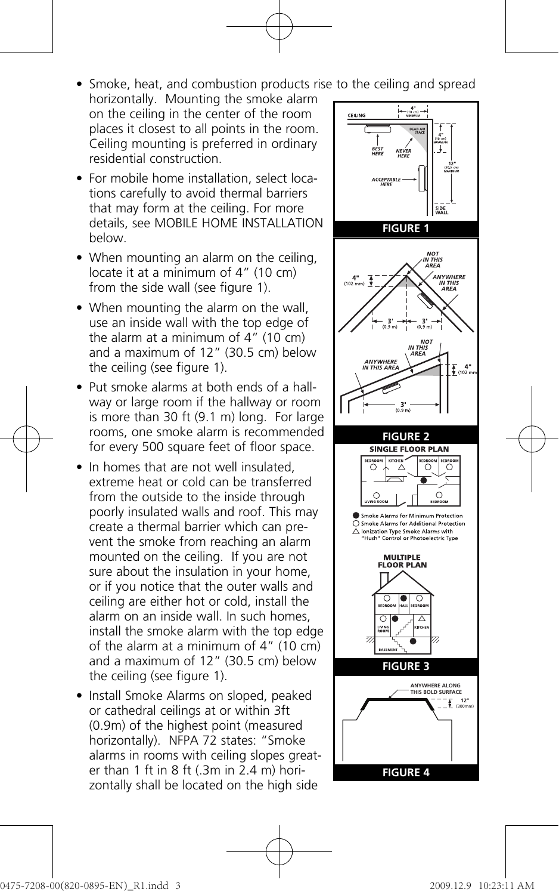- Smoke, heat, and combustion products rise to the ceiling and spread horizontally. Mounting the smoke alarm on the ceiling in the center of the room places it closest to all points in the room. Ceiling mounting is preferred in ordinary residential construction.
- For mobile home installation, select locations carefully to avoid thermal barriers that may form at the ceiling. For more details, see MOBILE HOME INSTALLATION below.
- When mounting an alarm on the ceiling, locate it at a minimum of 4" (10 cm) from the side wall (see figure 1).
- When mounting the alarm on the wall, use an inside wall with the top edge of the alarm at a minimum of 4" (10 cm) and a maximum of 12" (30.5 cm) below the ceiling (see figure 1).
- Put smoke alarms at both ends of a hallway or large room if the hallway or room is more than 30 ft (9.1 m) long. For large rooms, one smoke alarm is recommended for every 500 square feet of floor space.
- In homes that are not well insulated, extreme heat or cold can be transferred from the outside to the inside through poorly insulated walls and roof. This may create a thermal barrier which can prevent the smoke from reaching an alarm mounted on the ceiling. If you are not sure about the insulation in your home, or if you notice that the outer walls and ceiling are either hot or cold, install the alarm on an inside wall. In such homes, install the smoke alarm with the top edge of the alarm at a minimum of 4" (10 cm) and a maximum of 12" (30.5 cm) below the ceiling (see figure 1).
- Install Smoke Alarms on sloped, peaked or cathedral ceilings at or within 3ft (0.9m) of the highest point (measured horizontally). NFPA 72 states: "Smoke alarms in rooms with ceiling slopes greater than 1 ft in 8 ft (.3m in 2.4 m) horizontally shall be located on the high side

CEILING — 4" (10 cm) MINIMUM — DEAD AIR SPACE — BEST HERE — NEVER HERE — 4" (10 cm) MINIMUM — 12" (30.5 cm) MAXIMUM — ACCEPTABLE HERE — SIDE WALL

**FIGURE 1**

NOT IN THIS AREA — ANYWHERE IN THIS AREA — 4" (102 mm) — 3' (0.9 m) — 3' (0.9 m)

NOT IN THIS AREA — ANYWHERE IN THIS AREA — 4" (102 mm) — 3' (0.9 m)

**FIGURE 2**

**SINGLE FLOOR PLAN**

BEDROOM — KITCHEN — BEDROOM — BEDROOM — LIVING ROOM — BEDROOM

● Smoke Alarms for Minimum Protection
○ Smoke Alarms for Additional Protection
△ Ionization Type Smoke Alarms with "Hush" Control or Photoelectric Type

**MULTIPLE FLOOR PLAN**

BEDROOM — HALL — BEDROOM — LIVING ROOM — KITCHEN — BASEMENT

**FIGURE 3**

ANYWHERE ALONG THIS BOLD SURFACE — 12" (300mm)

**FIGURE 4**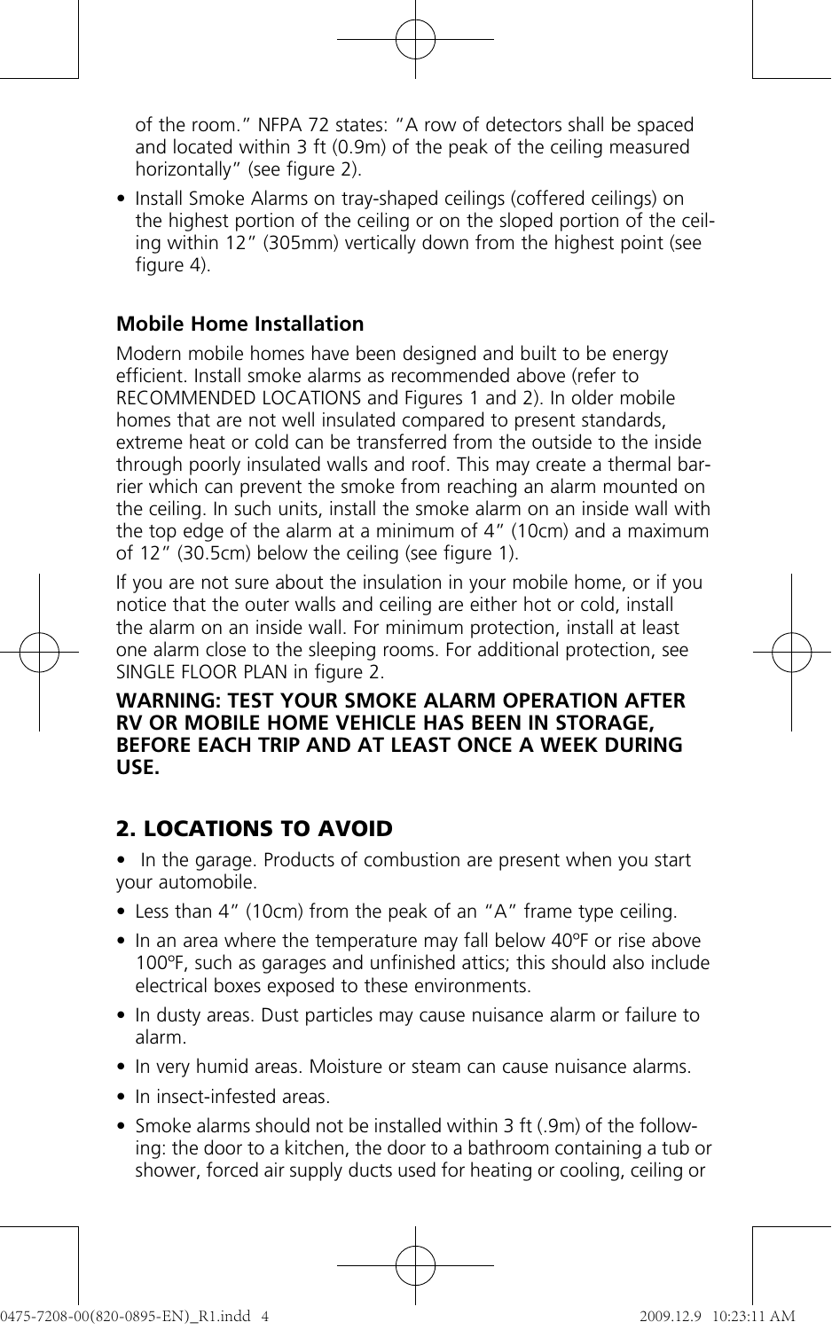of the room." NFPA 72 states: "A row of detectors shall be spaced and located within 3 ft (0.9m) of the peak of the ceiling measured horizontally" (see figure 2).

- Install Smoke Alarms on tray-shaped ceilings (coffered ceilings) on the highest portion of the ceiling or on the sloped portion of the ceiling within 12" (305mm) vertically down from the highest point (see figure 4).

### Mobile Home Installation

Modern mobile homes have been designed and built to be energy efficient. Install smoke alarms as recommended above (refer to RECOMMENDED LOCATIONS and Figures 1 and 2). In older mobile homes that are not well insulated compared to present standards, extreme heat or cold can be transferred from the outside to the inside through poorly insulated walls and roof. This may create a thermal barrier which can prevent the smoke from reaching an alarm mounted on the ceiling. In such units, install the smoke alarm on an inside wall with the top edge of the alarm at a minimum of 4" (10cm) and a maximum of 12" (30.5cm) below the ceiling (see figure 1).

If you are not sure about the insulation in your mobile home, or if you notice that the outer walls and ceiling are either hot or cold, install the alarm on an inside wall. For minimum protection, install at least one alarm close to the sleeping rooms. For additional protection, see SINGLE FLOOR PLAN in figure 2.

**WARNING: TEST YOUR SMOKE ALARM OPERATION AFTER RV OR MOBILE HOME VEHICLE HAS BEEN IN STORAGE, BEFORE EACH TRIP AND AT LEAST ONCE A WEEK DURING USE.**

## 2. LOCATIONS TO AVOID

- In the garage. Products of combustion are present when you start your automobile.
- Less than 4" (10cm) from the peak of an "A" frame type ceiling.
- In an area where the temperature may fall below 40ºF or rise above 100ºF, such as garages and unfinished attics; this should also include electrical boxes exposed to these environments.
- In dusty areas. Dust particles may cause nuisance alarm or failure to alarm.
- In very humid areas. Moisture or steam can cause nuisance alarms.
- In insect-infested areas.
- Smoke alarms should not be installed within 3 ft (.9m) of the following: the door to a kitchen, the door to a bathroom containing a tub or shower, forced air supply ducts used for heating or cooling, ceiling or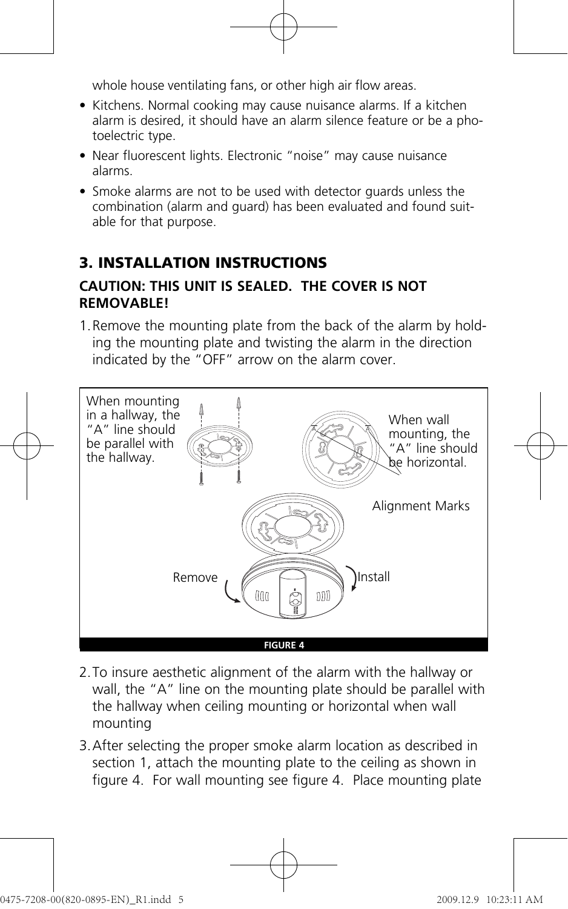whole house ventilating fans, or other high air flow areas.

- Kitchens. Normal cooking may cause nuisance alarms. If a kitchen alarm is desired, it should have an alarm silence feature or be a photoelectric type.
- Near fluorescent lights. Electronic "noise" may cause nuisance alarms.
- Smoke alarms are not to be used with detector guards unless the combination (alarm and guard) has been evaluated and found suitable for that purpose.

## 3. INSTALLATION INSTRUCTIONS

**CAUTION: THIS UNIT IS SEALED. THE COVER IS NOT REMOVABLE!**

1. Remove the mounting plate from the back of the alarm by holding the mounting plate and twisting the alarm in the direction indicated by the "OFF" arrow on the alarm cover.

When mounting in a hallway, the "A" line should be parallel with the hallway.

When wall mounting, the "A" line should be horizontal.

Alignment Marks

Remove

Install

FIGURE 4

2. To insure aesthetic alignment of the alarm with the hallway or wall, the "A" line on the mounting plate should be parallel with the hallway when ceiling mounting or horizontal when wall mounting
3. After selecting the proper smoke alarm location as described in section 1, attach the mounting plate to the ceiling as shown in figure 4. For wall mounting see figure 4. Place mounting plate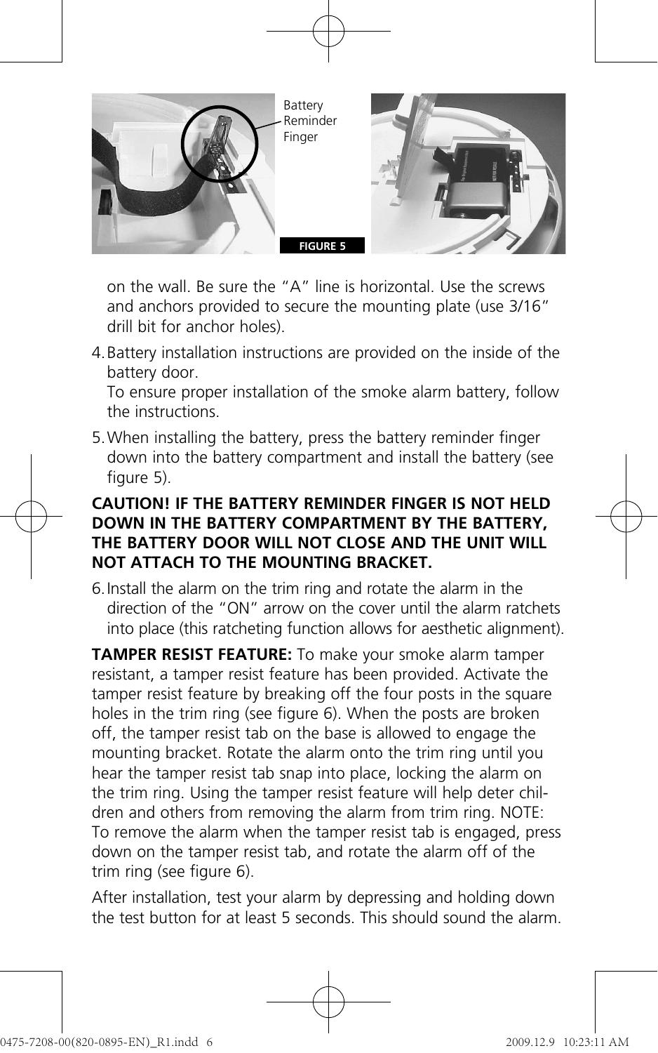Battery Reminder Finger

FIGURE 5

on the wall. Be sure the "A" line is horizontal. Use the screws and anchors provided to secure the mounting plate (use 3/16" drill bit for anchor holes).

4. Battery installation instructions are provided on the inside of the battery door.
   To ensure proper installation of the smoke alarm battery, follow the instructions.

5. When installing the battery, press the battery reminder finger down into the battery compartment and install the battery (see figure 5).

**CAUTION! IF THE BATTERY REMINDER FINGER IS NOT HELD DOWN IN THE BATTERY COMPARTMENT BY THE BATTERY, THE BATTERY DOOR WILL NOT CLOSE AND THE UNIT WILL NOT ATTACH TO THE MOUNTING BRACKET.**

6. Install the alarm on the trim ring and rotate the alarm in the direction of the "ON" arrow on the cover until the alarm ratchets into place (this ratcheting function allows for aesthetic alignment).

**TAMPER RESIST FEATURE:** To make your smoke alarm tamper resistant, a tamper resist feature has been provided. Activate the tamper resist feature by breaking off the four posts in the square holes in the trim ring (see figure 6). When the posts are broken off, the tamper resist tab on the base is allowed to engage the mounting bracket. Rotate the alarm onto the trim ring until you hear the tamper resist tab snap into place, locking the alarm on the trim ring. Using the tamper resist feature will help deter children and others from removing the alarm from trim ring. NOTE: To remove the alarm when the tamper resist tab is engaged, press down on the tamper resist tab, and rotate the alarm off of the trim ring (see figure 6).

After installation, test your alarm by depressing and holding down the test button for at least 5 seconds. This should sound the alarm.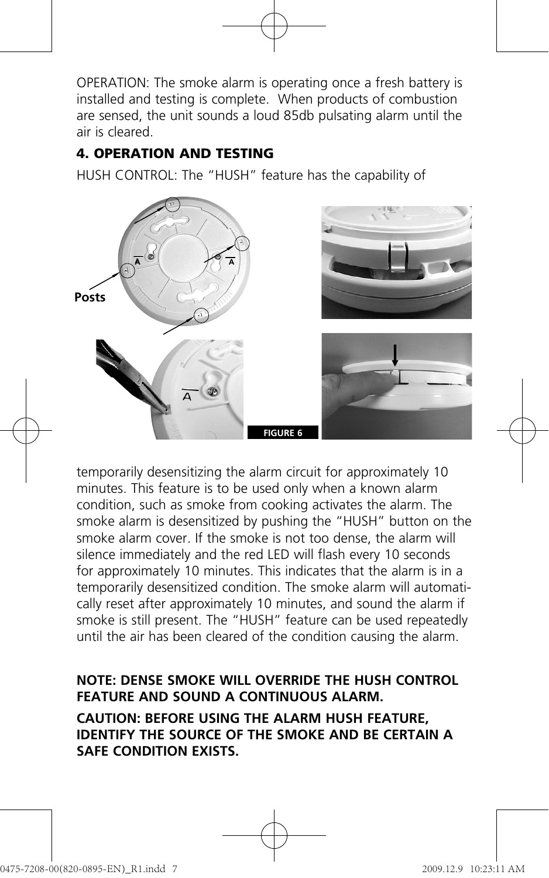OPERATION: The smoke alarm is operating once a fresh battery is installed and testing is complete. When products of combustion are sensed, the unit sounds a loud 85db pulsating alarm until the air is cleared.

## 4. OPERATION AND TESTING

HUSH CONTROL: The "HUSH" feature has the capability of temporarily desensitizing the alarm circuit for approximately 10 minutes. This feature is to be used only when a known alarm condition, such as smoke from cooking activates the alarm. The smoke alarm is desensitized by pushing the "HUSH" button on the smoke alarm cover. If the smoke is not too dense, the alarm will silence immediately and the red LED will flash every 10 seconds for approximately 10 minutes. This indicates that the alarm is in a temporarily desensitized condition. The smoke alarm will automatically reset after approximately 10 minutes, and sound the alarm if smoke is still present. The "HUSH" feature can be used repeatedly until the air has been cleared of the condition causing the alarm.

FIGURE 6

**NOTE: DENSE SMOKE WILL OVERRIDE THE HUSH CONTROL FEATURE AND SOUND A CONTINUOUS ALARM.**

**CAUTION: BEFORE USING THE ALARM HUSH FEATURE, IDENTIFY THE SOURCE OF THE SMOKE AND BE CERTAIN A SAFE CONDITION EXISTS.**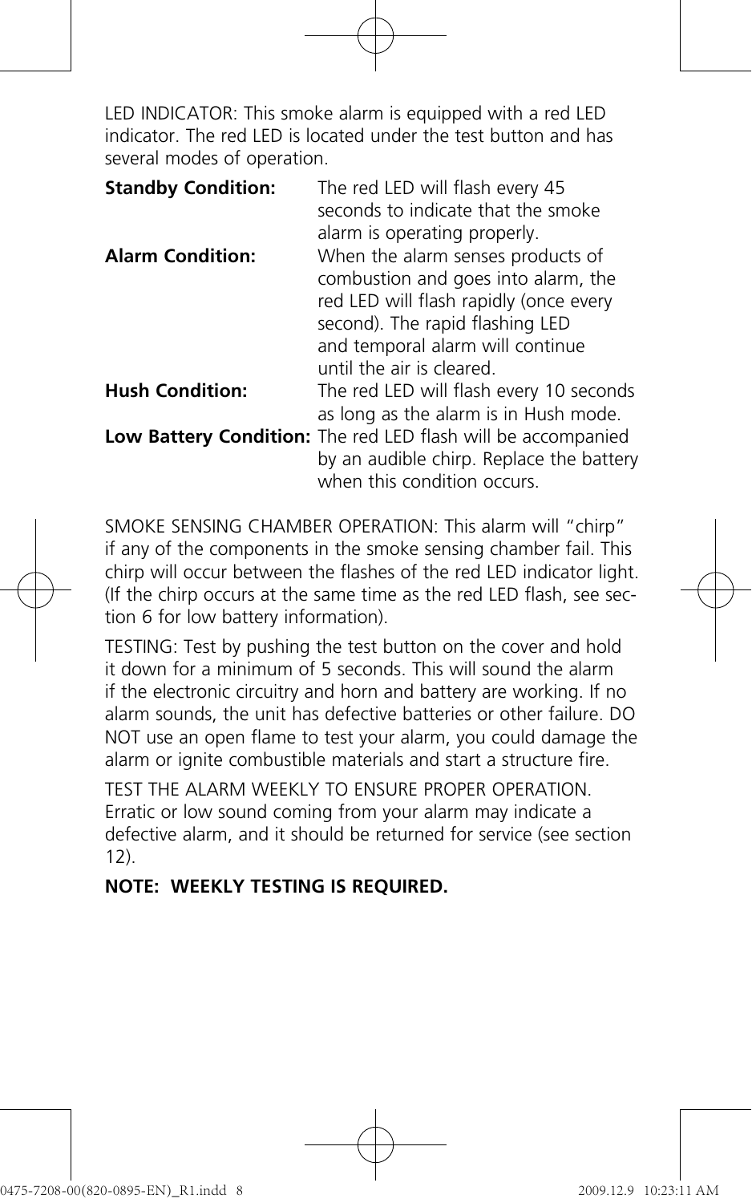LED INDICATOR: This smoke alarm is equipped with a red LED indicator. The red LED is located under the test button and has several modes of operation.

| | |
|---|---|
| **Standby Condition:** | The red LED will flash every 45 seconds to indicate that the smoke alarm is operating properly. |
| **Alarm Condition:** | When the alarm senses products of combustion and goes into alarm, the red LED will flash rapidly (once every second). The rapid flashing LED and temporal alarm will continue until the air is cleared. |
| **Hush Condition:** | The red LED will flash every 10 seconds as long as the alarm is in Hush mode. |
| **Low Battery Condition:** | The red LED flash will be accompanied by an audible chirp. Replace the battery when this condition occurs. |

SMOKE SENSING CHAMBER OPERATION: This alarm will "chirp" if any of the components in the smoke sensing chamber fail. This chirp will occur between the flashes of the red LED indicator light. (If the chirp occurs at the same time as the red LED flash, see section 6 for low battery information).

TESTING: Test by pushing the test button on the cover and hold it down for a minimum of 5 seconds. This will sound the alarm if the electronic circuitry and horn and battery are working. If no alarm sounds, the unit has defective batteries or other failure. DO NOT use an open flame to test your alarm, you could damage the alarm or ignite combustible materials and start a structure fire.

TEST THE ALARM WEEKLY TO ENSURE PROPER OPERATION. Erratic or low sound coming from your alarm may indicate a defective alarm, and it should be returned for service (see section 12).

**NOTE: WEEKLY TESTING IS REQUIRED.**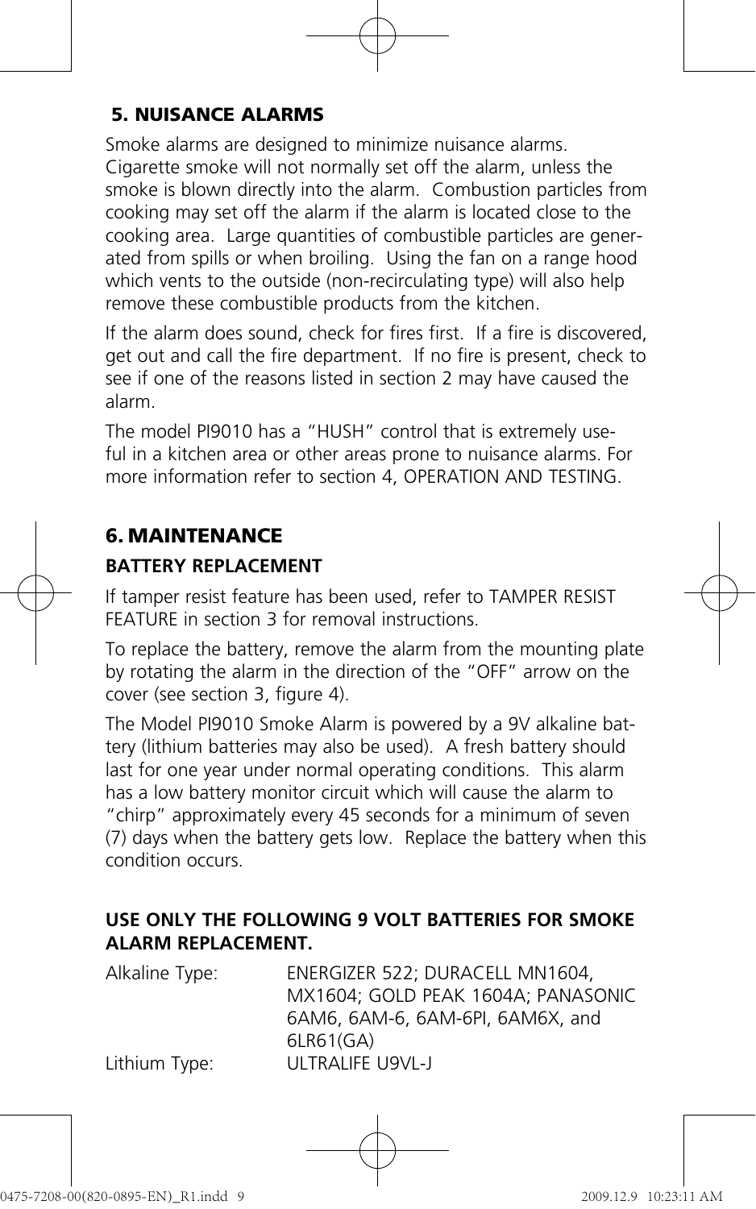## 5. NUISANCE ALARMS

Smoke alarms are designed to minimize nuisance alarms. Cigarette smoke will not normally set off the alarm, unless the smoke is blown directly into the alarm. Combustion particles from cooking may set off the alarm if the alarm is located close to the cooking area. Large quantities of combustible particles are generated from spills or when broiling. Using the fan on a range hood which vents to the outside (non-recirculating type) will also help remove these combustible products from the kitchen.

If the alarm does sound, check for fires first. If a fire is discovered, get out and call the fire department. If no fire is present, check to see if one of the reasons listed in section 2 may have caused the alarm.

The model PI9010 has a "HUSH" control that is extremely useful in a kitchen area or other areas prone to nuisance alarms. For more information refer to section 4, OPERATION AND TESTING.

## 6. MAINTENANCE

### BATTERY REPLACEMENT

If tamper resist feature has been used, refer to TAMPER RESIST FEATURE in section 3 for removal instructions.

To replace the battery, remove the alarm from the mounting plate by rotating the alarm in the direction of the "OFF" arrow on the cover (see section 3, figure 4).

The Model PI9010 Smoke Alarm is powered by a 9V alkaline battery (lithium batteries may also be used). A fresh battery should last for one year under normal operating conditions. This alarm has a low battery monitor circuit which will cause the alarm to "chirp" approximately every 45 seconds for a minimum of seven (7) days when the battery gets low. Replace the battery when this condition occurs.

**USE ONLY THE FOLLOWING 9 VOLT BATTERIES FOR SMOKE ALARM REPLACEMENT.**

| | |
|---|---|
| Alkaline Type: | ENERGIZER 522; DURACELL MN1604, MX1604; GOLD PEAK 1604A; PANASONIC 6AM6, 6AM-6, 6AM-6PI, 6AM6X, and 6LR61(GA) |
| Lithium Type: | ULTRALIFE U9VL-J |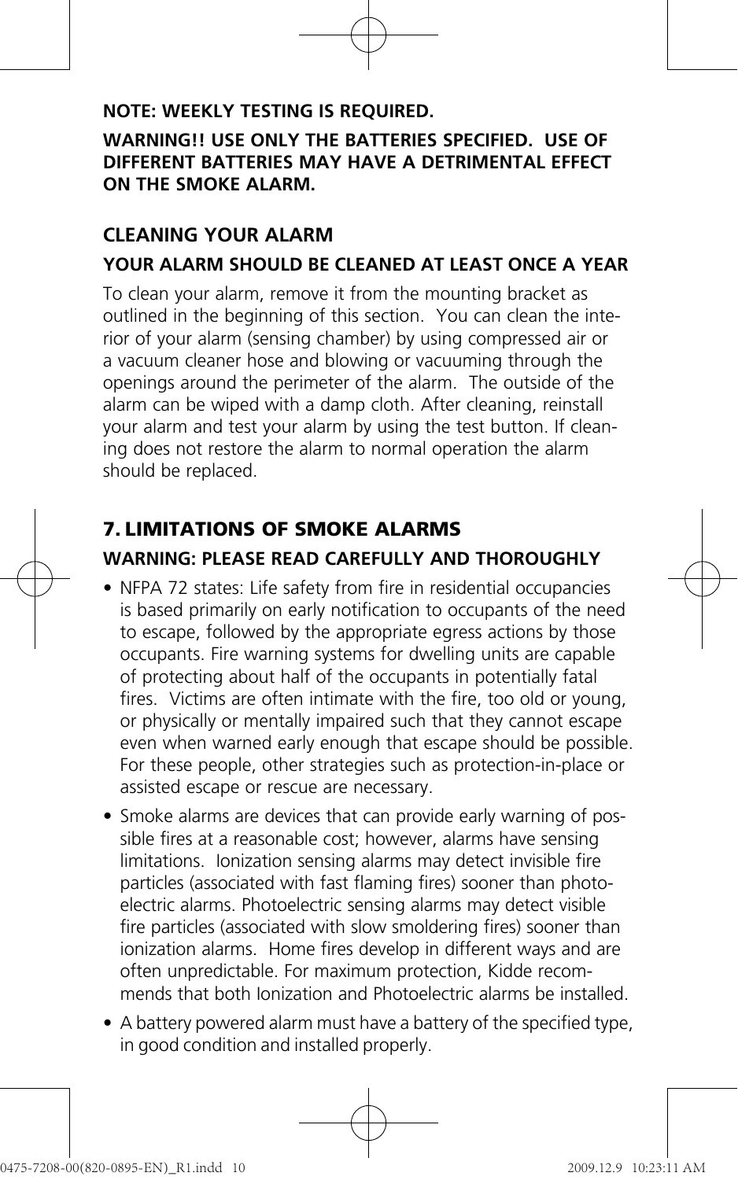**NOTE: WEEKLY TESTING IS REQUIRED.**

**WARNING!! USE ONLY THE BATTERIES SPECIFIED. USE OF DIFFERENT BATTERIES MAY HAVE A DETRIMENTAL EFFECT ON THE SMOKE ALARM.**

### CLEANING YOUR ALARM

**YOUR ALARM SHOULD BE CLEANED AT LEAST ONCE A YEAR**

To clean your alarm, remove it from the mounting bracket as outlined in the beginning of this section. You can clean the interior of your alarm (sensing chamber) by using compressed air or a vacuum cleaner hose and blowing or vacuuming through the openings around the perimeter of the alarm. The outside of the alarm can be wiped with a damp cloth. After cleaning, reinstall your alarm and test your alarm by using the test button. If cleaning does not restore the alarm to normal operation the alarm should be replaced.

## 7. LIMITATIONS OF SMOKE ALARMS

**WARNING: PLEASE READ CAREFULLY AND THOROUGHLY**

- NFPA 72 states: Life safety from fire in residential occupancies is based primarily on early notification to occupants of the need to escape, followed by the appropriate egress actions by those occupants. Fire warning systems for dwelling units are capable of protecting about half of the occupants in potentially fatal fires. Victims are often intimate with the fire, too old or young, or physically or mentally impaired such that they cannot escape even when warned early enough that escape should be possible. For these people, other strategies such as protection-in-place or assisted escape or rescue are necessary.
- Smoke alarms are devices that can provide early warning of possible fires at a reasonable cost; however, alarms have sensing limitations. Ionization sensing alarms may detect invisible fire particles (associated with fast flaming fires) sooner than photoelectric alarms. Photoelectric sensing alarms may detect visible fire particles (associated with slow smoldering fires) sooner than ionization alarms. Home fires develop in different ways and are often unpredictable. For maximum protection, Kidde recommends that both Ionization and Photoelectric alarms be installed.
- A battery powered alarm must have a battery of the specified type, in good condition and installed properly.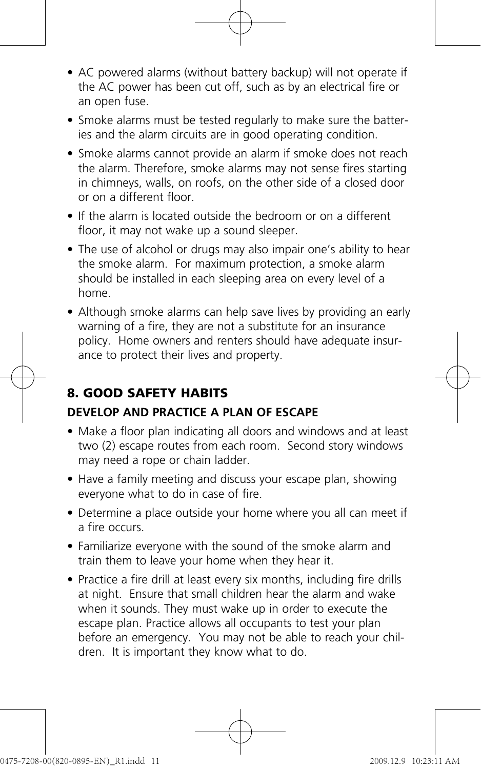- AC powered alarms (without battery backup) will not operate if the AC power has been cut off, such as by an electrical fire or an open fuse.
- Smoke alarms must be tested regularly to make sure the batteries and the alarm circuits are in good operating condition.
- Smoke alarms cannot provide an alarm if smoke does not reach the alarm. Therefore, smoke alarms may not sense fires starting in chimneys, walls, on roofs, on the other side of a closed door or on a different floor.
- If the alarm is located outside the bedroom or on a different floor, it may not wake up a sound sleeper.
- The use of alcohol or drugs may also impair one's ability to hear the smoke alarm. For maximum protection, a smoke alarm should be installed in each sleeping area on every level of a home.
- Although smoke alarms can help save lives by providing an early warning of a fire, they are not a substitute for an insurance policy. Home owners and renters should have adequate insurance to protect their lives and property.

## 8. GOOD SAFETY HABITS

### DEVELOP AND PRACTICE A PLAN OF ESCAPE

- Make a floor plan indicating all doors and windows and at least two (2) escape routes from each room. Second story windows may need a rope or chain ladder.
- Have a family meeting and discuss your escape plan, showing everyone what to do in case of fire.
- Determine a place outside your home where you all can meet if a fire occurs.
- Familiarize everyone with the sound of the smoke alarm and train them to leave your home when they hear it.
- Practice a fire drill at least every six months, including fire drills at night. Ensure that small children hear the alarm and wake when it sounds. They must wake up in order to execute the escape plan. Practice allows all occupants to test your plan before an emergency. You may not be able to reach your children. It is important they know what to do.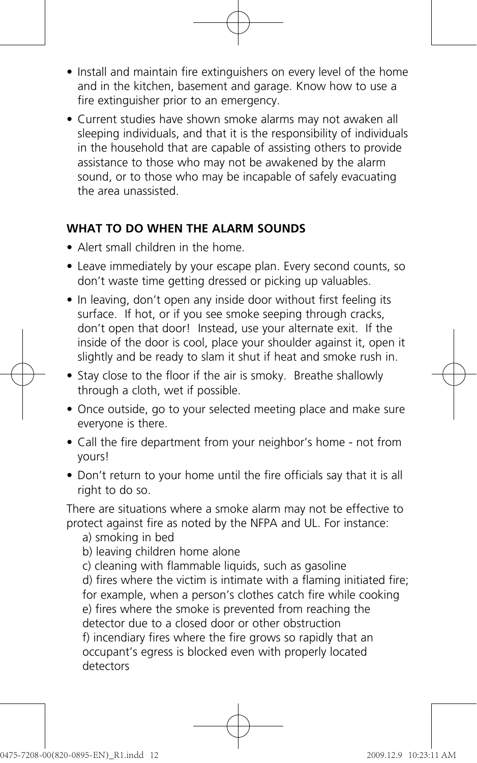- Install and maintain fire extinguishers on every level of the home and in the kitchen, basement and garage. Know how to use a fire extinguisher prior to an emergency.
- Current studies have shown smoke alarms may not awaken all sleeping individuals, and that it is the responsibility of individuals in the household that are capable of assisting others to provide assistance to those who may not be awakened by the alarm sound, or to those who may be incapable of safely evacuating the area unassisted.

**WHAT TO DO WHEN THE ALARM SOUNDS**

- Alert small children in the home.
- Leave immediately by your escape plan. Every second counts, so don't waste time getting dressed or picking up valuables.
- In leaving, don't open any inside door without first feeling its surface. If hot, or if you see smoke seeping through cracks, don't open that door! Instead, use your alternate exit. If the inside of the door is cool, place your shoulder against it, open it slightly and be ready to slam it shut if heat and smoke rush in.
- Stay close to the floor if the air is smoky. Breathe shallowly through a cloth, wet if possible.
- Once outside, go to your selected meeting place and make sure everyone is there.
- Call the fire department from your neighbor's home - not from yours!
- Don't return to your home until the fire officials say that it is all right to do so.

There are situations where a smoke alarm may not be effective to protect against fire as noted by the NFPA and UL. For instance:

a) smoking in bed
b) leaving children home alone
c) cleaning with flammable liquids, such as gasoline
d) fires where the victim is intimate with a flaming initiated fire; for example, when a person's clothes catch fire while cooking
e) fires where the smoke is prevented from reaching the detector due to a closed door or other obstruction
f) incendiary fires where the fire grows so rapidly that an occupant's egress is blocked even with properly located detectors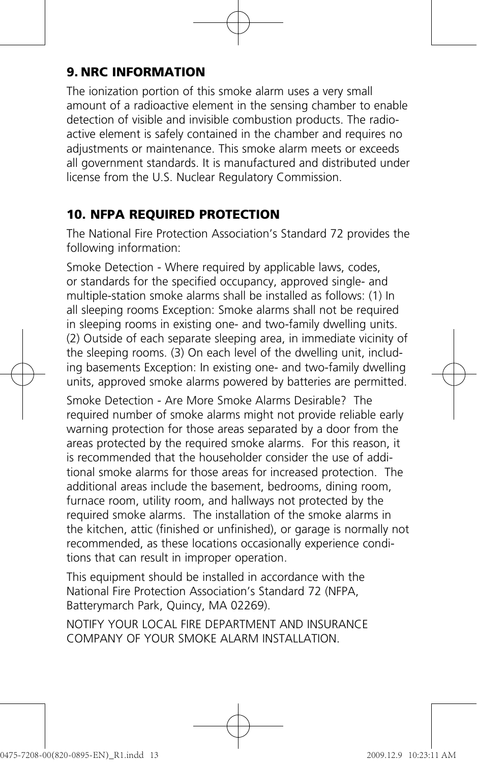## 9. NRC INFORMATION

The ionization portion of this smoke alarm uses a very small amount of a radioactive element in the sensing chamber to enable detection of visible and invisible combustion products. The radioactive element is safely contained in the chamber and requires no adjustments or maintenance. This smoke alarm meets or exceeds all government standards. It is manufactured and distributed under license from the U.S. Nuclear Regulatory Commission.

## 10. NFPA REQUIRED PROTECTION

The National Fire Protection Association's Standard 72 provides the following information:

Smoke Detection - Where required by applicable laws, codes, or standards for the specified occupancy, approved single- and multiple-station smoke alarms shall be installed as follows: (1) In all sleeping rooms Exception: Smoke alarms shall not be required in sleeping rooms in existing one- and two-family dwelling units. (2) Outside of each separate sleeping area, in immediate vicinity of the sleeping rooms. (3) On each level of the dwelling unit, including basements Exception: In existing one- and two-family dwelling units, approved smoke alarms powered by batteries are permitted.

Smoke Detection - Are More Smoke Alarms Desirable? The required number of smoke alarms might not provide reliable early warning protection for those areas separated by a door from the areas protected by the required smoke alarms. For this reason, it is recommended that the householder consider the use of additional smoke alarms for those areas for increased protection. The additional areas include the basement, bedrooms, dining room, furnace room, utility room, and hallways not protected by the required smoke alarms. The installation of the smoke alarms in the kitchen, attic (finished or unfinished), or garage is normally not recommended, as these locations occasionally experience conditions that can result in improper operation.

This equipment should be installed in accordance with the National Fire Protection Association's Standard 72 (NFPA, Batterymarch Park, Quincy, MA 02269).

NOTIFY YOUR LOCAL FIRE DEPARTMENT AND INSURANCE COMPANY OF YOUR SMOKE ALARM INSTALLATION.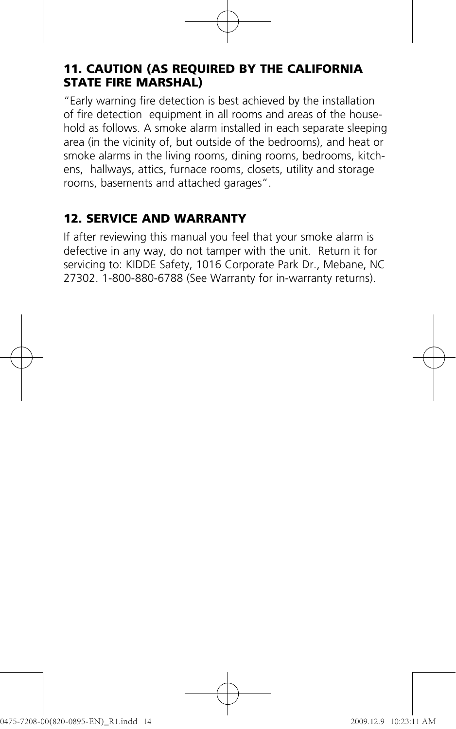## 11. CAUTION (AS REQUIRED BY THE CALIFORNIA STATE FIRE MARSHAL)

"Early warning fire detection is best achieved by the installation of fire detection equipment in all rooms and areas of the household as follows. A smoke alarm installed in each separate sleeping area (in the vicinity of, but outside of the bedrooms), and heat or smoke alarms in the living rooms, dining rooms, bedrooms, kitchens, hallways, attics, furnace rooms, closets, utility and storage rooms, basements and attached garages".

## 12. SERVICE AND WARRANTY

If after reviewing this manual you feel that your smoke alarm is defective in any way, do not tamper with the unit. Return it for servicing to: KIDDE Safety, 1016 Corporate Park Dr., Mebane, NC 27302. 1-800-880-6788 (See Warranty for in-warranty returns).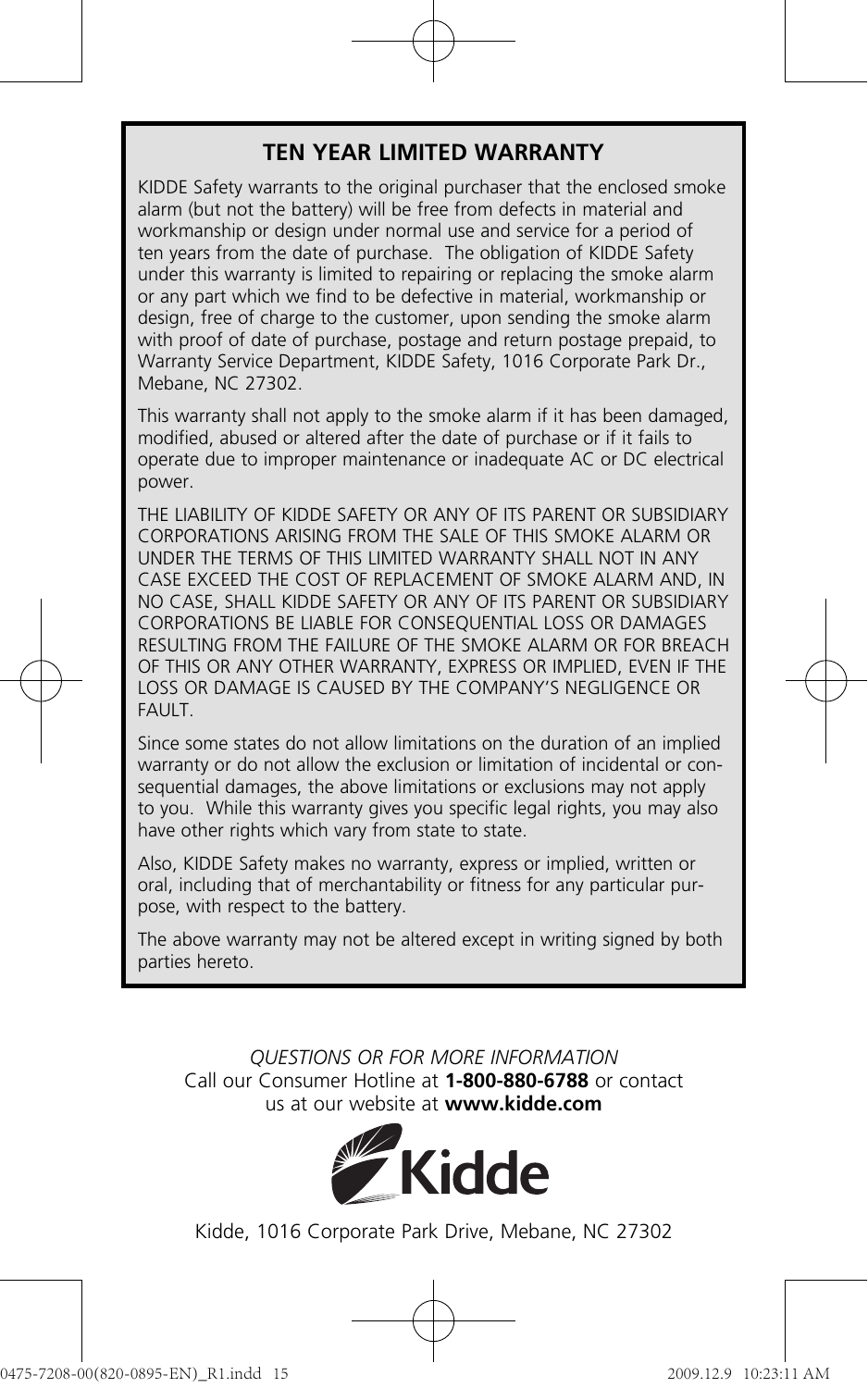## TEN YEAR LIMITED WARRANTY

KIDDE Safety warrants to the original purchaser that the enclosed smoke alarm (but not the battery) will be free from defects in material and workmanship or design under normal use and service for a period of ten years from the date of purchase. The obligation of KIDDE Safety under this warranty is limited to repairing or replacing the smoke alarm or any part which we find to be defective in material, workmanship or design, free of charge to the customer, upon sending the smoke alarm with proof of date of purchase, postage and return postage prepaid, to Warranty Service Department, KIDDE Safety, 1016 Corporate Park Dr., Mebane, NC 27302.

This warranty shall not apply to the smoke alarm if it has been damaged, modified, abused or altered after the date of purchase or if it fails to operate due to improper maintenance or inadequate AC or DC electrical power.

THE LIABILITY OF KIDDE SAFETY OR ANY OF ITS PARENT OR SUBSIDIARY CORPORATIONS ARISING FROM THE SALE OF THIS SMOKE ALARM OR UNDER THE TERMS OF THIS LIMITED WARRANTY SHALL NOT IN ANY CASE EXCEED THE COST OF REPLACEMENT OF SMOKE ALARM AND, IN NO CASE, SHALL KIDDE SAFETY OR ANY OF ITS PARENT OR SUBSIDIARY CORPORATIONS BE LIABLE FOR CONSEQUENTIAL LOSS OR DAMAGES RESULTING FROM THE FAILURE OF THE SMOKE ALARM OR FOR BREACH OF THIS OR ANY OTHER WARRANTY, EXPRESS OR IMPLIED, EVEN IF THE LOSS OR DAMAGE IS CAUSED BY THE COMPANY'S NEGLIGENCE OR FAULT.

Since some states do not allow limitations on the duration of an implied warranty or do not allow the exclusion or limitation of incidental or consequential damages, the above limitations or exclusions may not apply to you. While this warranty gives you specific legal rights, you may also have other rights which vary from state to state.

Also, KIDDE Safety makes no warranty, express or implied, written or oral, including that of merchantability or fitness for any particular purpose, with respect to the battery.

The above warranty may not be altered except in writing signed by both parties hereto.

*QUESTIONS OR FOR MORE INFORMATION*
Call our Consumer Hotline at **1-800-880-6788** or contact us at our website at **www.kidde.com**

Kidde

Kidde, 1016 Corporate Park Drive, Mebane, NC 27302